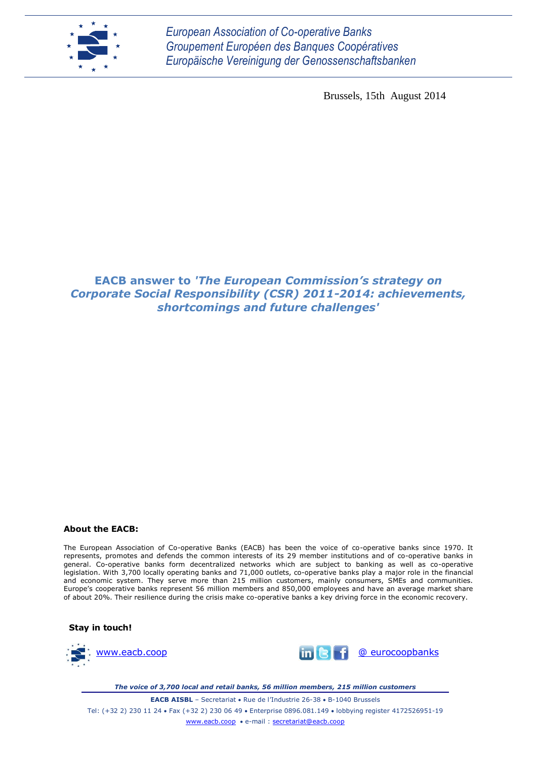European Association of Co-operative Banks
Groupement Européen des Banques Coopératives
Europäische Vereinigung der Genossenschaftsbanken

Brussels, 15th August 2014

# EACB answer to *'The European Commission's strategy on Corporate Social Responsibility (CSR) 2011-2014: achievements, shortcomings and future challenges'*

**About the EACB:**

The European Association of Co-operative Banks (EACB) has been the voice of co-operative banks since 1970. It represents, promotes and defends the common interests of its 29 member institutions and of co-operative banks in general. Co-operative banks form decentralized networks which are subject to banking as well as co-operative legislation. With 3,700 locally operating banks and 71,000 outlets, co-operative banks play a major role in the financial and economic system. They serve more than 215 million customers, mainly consumers, SMEs and communities. Europe's cooperative banks represent 56 million members and 850,000 employees and have an average market share of about 20%. Their resilience during the crisis make co-operative banks a key driving force in the economic recovery.

**Stay in touch!**

www.eacb.coop

@ eurocoopbanks

***The voice of 3,700 local and retail banks, 56 million members, 215 million customers***

**EACB AISBL** – Secretariat • Rue de l'Industrie 26-38 • B-1040 Brussels

Tel: (+32 2) 230 11 24 • Fax (+32 2) 230 06 49 • Enterprise 0896.081.149 • lobbying register 4172526951-19

www.eacb.coop • e-mail : secretariat@eacb.coop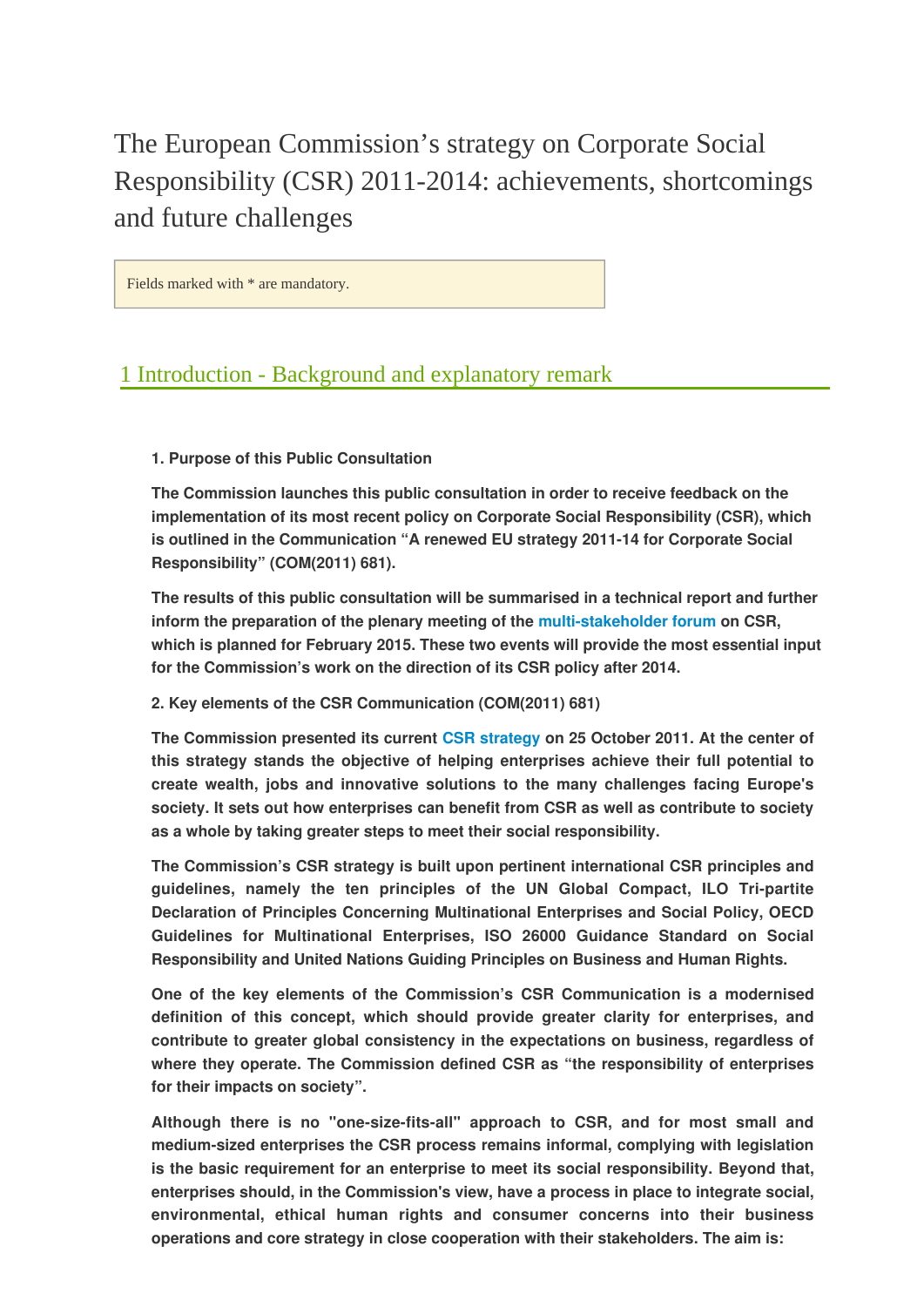# The European Commission's strategy on Corporate Social Responsibility (CSR) 2011-2014: achievements, shortcomings and future challenges

Fields marked with * are mandatory.

## 1 Introduction - Background and explanatory remark

**1. Purpose of this Public Consultation**

**The Commission launches this public consultation in order to receive feedback on the implementation of its most recent policy on Corporate Social Responsibility (CSR), which is outlined in the Communication "A renewed EU strategy 2011-14 for Corporate Social Responsibility" (COM(2011) 681).**

**The results of this public consultation will be summarised in a technical report and further inform the preparation of the plenary meeting of the multi-stakeholder forum on CSR, which is planned for February 2015. These two events will provide the most essential input for the Commission's work on the direction of its CSR policy after 2014.**

**2. Key elements of the CSR Communication (COM(2011) 681)**

**The Commission presented its current CSR strategy on 25 October 2011. At the center of this strategy stands the objective of helping enterprises achieve their full potential to create wealth, jobs and innovative solutions to the many challenges facing Europe's society. It sets out how enterprises can benefit from CSR as well as contribute to society as a whole by taking greater steps to meet their social responsibility.**

**The Commission's CSR strategy is built upon pertinent international CSR principles and guidelines, namely the ten principles of the UN Global Compact, ILO Tri-partite Declaration of Principles Concerning Multinational Enterprises and Social Policy, OECD Guidelines for Multinational Enterprises, ISO 26000 Guidance Standard on Social Responsibility and United Nations Guiding Principles on Business and Human Rights.**

**One of the key elements of the Commission's CSR Communication is a modernised definition of this concept, which should provide greater clarity for enterprises, and contribute to greater global consistency in the expectations on business, regardless of where they operate. The Commission defined CSR as "the responsibility of enterprises for their impacts on society".**

**Although there is no "one-size-fits-all" approach to CSR, and for most small and medium-sized enterprises the CSR process remains informal, complying with legislation is the basic requirement for an enterprise to meet its social responsibility. Beyond that, enterprises should, in the Commission's view, have a process in place to integrate social, environmental, ethical human rights and consumer concerns into their business operations and core strategy in close cooperation with their stakeholders. The aim is:**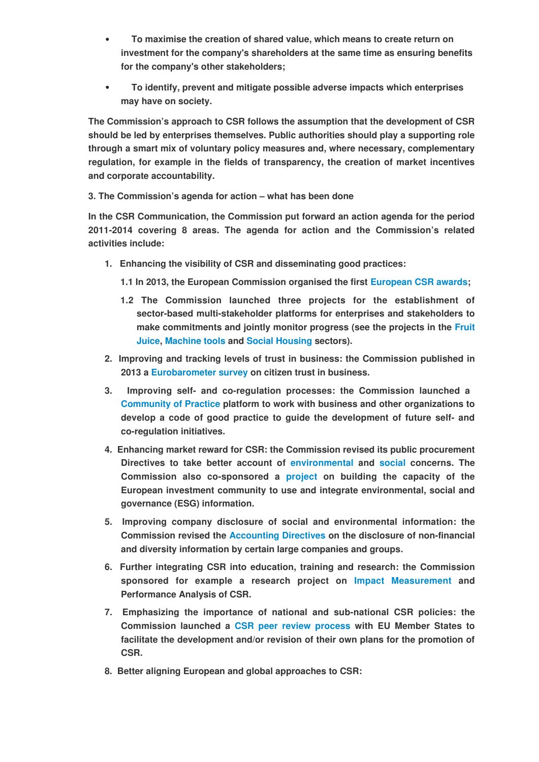- To maximise the creation of shared value, which means to create return on investment for the company's shareholders at the same time as ensuring benefits for the company's other stakeholders;
- To identify, prevent and mitigate possible adverse impacts which enterprises may have on society.

The Commission's approach to CSR follows the assumption that the development of CSR should be led by enterprises themselves. Public authorities should play a supporting role through a smart mix of voluntary policy measures and, where necessary, complementary regulation, for example in the fields of transparency, the creation of market incentives and corporate accountability.

3. The Commission's agenda for action – what has been done

In the CSR Communication, the Commission put forward an action agenda for the period 2011-2014 covering 8 areas. The agenda for action and the Commission's related activities include:

1. Enhancing the visibility of CSR and disseminating good practices:

   1.1 In 2013, the European Commission organised the first European CSR awards;

   1.2 The Commission launched three projects for the establishment of sector-based multi-stakeholder platforms for enterprises and stakeholders to make commitments and jointly monitor progress (see the projects in the Fruit Juice, Machine tools and Social Housing sectors).

2. Improving and tracking levels of trust in business: the Commission published in 2013 a Eurobarometer survey on citizen trust in business.

3. Improving self- and co-regulation processes: the Commission launched a Community of Practice platform to work with business and other organizations to develop a code of good practice to guide the development of future self- and co-regulation initiatives.

4. Enhancing market reward for CSR: the Commission revised its public procurement Directives to take better account of environmental and social concerns. The Commission also co-sponsored a project on building the capacity of the European investment community to use and integrate environmental, social and governance (ESG) information.

5. Improving company disclosure of social and environmental information: the Commission revised the Accounting Directives on the disclosure of non-financial and diversity information by certain large companies and groups.

6. Further integrating CSR into education, training and research: the Commission sponsored for example a research project on Impact Measurement and Performance Analysis of CSR.

7. Emphasizing the importance of national and sub-national CSR policies: the Commission launched a CSR peer review process with EU Member States to facilitate the development and/or revision of their own plans for the promotion of CSR.

8. Better aligning European and global approaches to CSR: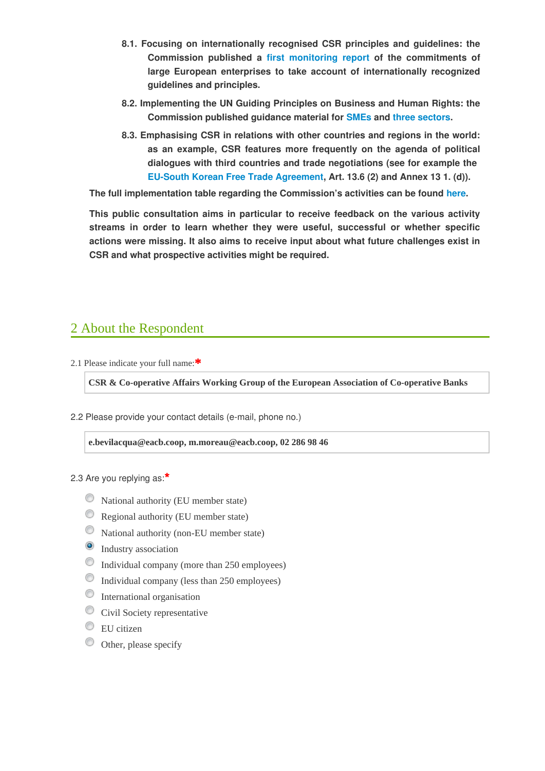**8.1. Focusing on internationally recognised CSR principles and guidelines: the Commission published a first monitoring report of the commitments of large European enterprises to take account of internationally recognized guidelines and principles.**

**8.2. Implementing the UN Guiding Principles on Business and Human Rights: the Commission published guidance material for SMEs and three sectors.**

**8.3. Emphasising CSR in relations with other countries and regions in the world: as an example, CSR features more frequently on the agenda of political dialogues with third countries and trade negotiations (see for example the EU-South Korean Free Trade Agreement, Art. 13.6 (2) and Annex 13 1. (d)).**

**The full implementation table regarding the Commission's activities can be found here.**

**This public consultation aims in particular to receive feedback on the various activity streams in order to learn whether they were useful, successful or whether specific actions were missing. It also aims to receive input about what future challenges exist in CSR and what prospective activities might be required.**

## 2 About the Respondent

2.1 Please indicate your full name:*

**CSR & Co-operative Affairs Working Group of the European Association of Co-operative Banks**

2.2 Please provide your contact details (e-mail, phone no.)

**e.bevilacqua@eacb.coop, m.moreau@eacb.coop, 02 286 98 46**

2.3 Are you replying as:*

- ○ National authority (EU member state)
- ○ Regional authority (EU member state)
- ○ National authority (non-EU member state)
- ● Industry association
- ○ Individual company (more than 250 employees)
- ○ Individual company (less than 250 employees)
- ○ International organisation
- ○ Civil Society representative
- ○ EU citizen
- ○ Other, please specify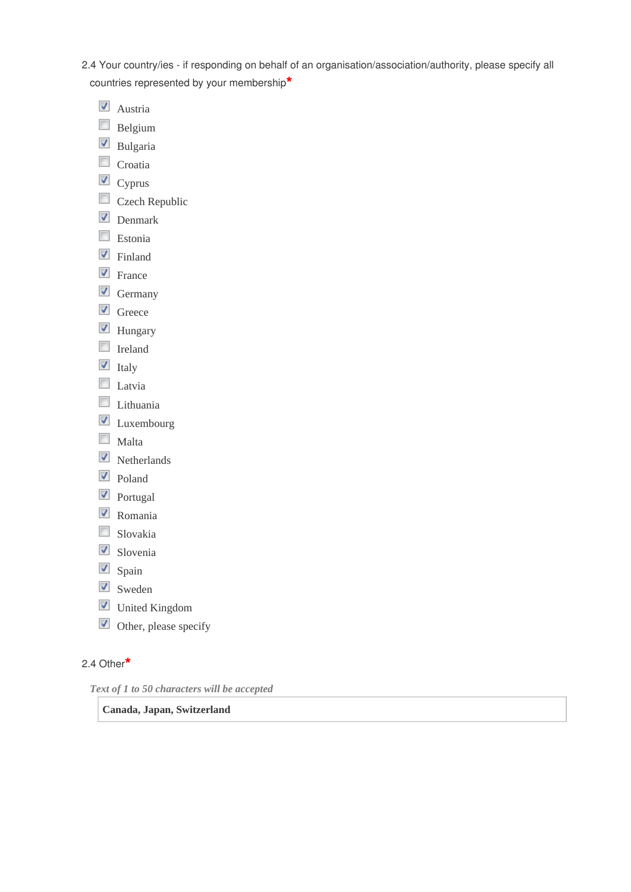2.4 Your country/ies - if responding on behalf of an organisation/association/authority, please specify all countries represented by your membership*

- [x] Austria
- [ ] Belgium
- [x] Bulgaria
- [ ] Croatia
- [x] Cyprus
- [ ] Czech Republic
- [x] Denmark
- [ ] Estonia
- [x] Finland
- [x] France
- [x] Germany
- [x] Greece
- [x] Hungary
- [ ] Ireland
- [x] Italy
- [ ] Latvia
- [ ] Lithuania
- [x] Luxembourg
- [ ] Malta
- [x] Netherlands
- [x] Poland
- [x] Portugal
- [x] Romania
- [ ] Slovakia
- [x] Slovenia
- [x] Spain
- [x] Sweden
- [x] United Kingdom
- [x] Other, please specify

2.4 Other*

*Text of 1 to 50 characters will be accepted*

**Canada, Japan, Switzerland**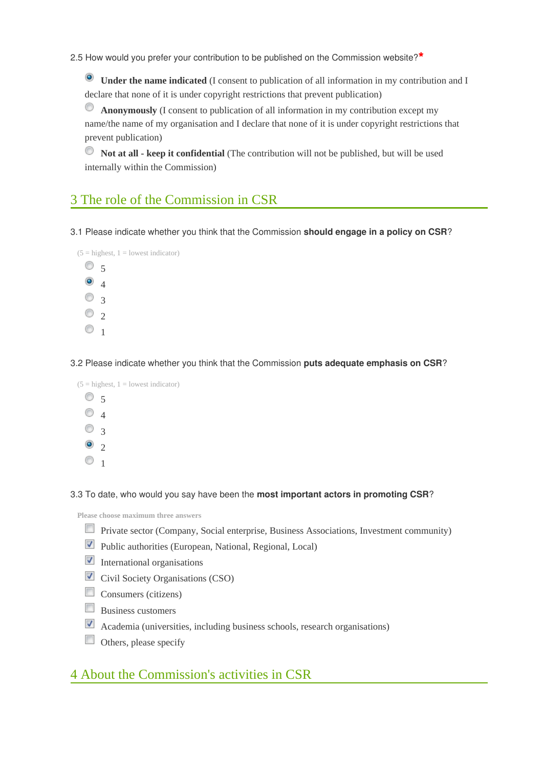2.5 How would you prefer your contribution to be published on the Commission website?*

- (x) **Under the name indicated** (I consent to publication of all information in my contribution and I declare that none of it is under copyright restrictions that prevent publication)
- ( ) **Anonymously** (I consent to publication of all information in my contribution except my name/the name of my organisation and I declare that none of it is under copyright restrictions that prevent publication)
- ( ) **Not at all - keep it confidential** (The contribution will not be published, but will be used internally within the Commission)

## 3 The role of the Commission in CSR

3.1 Please indicate whether you think that the Commission **should engage in a policy on CSR**?

(5 = highest, 1 = lowest indicator)

- ( ) 5
- (x) 4
- ( ) 3
- ( ) 2
- ( ) 1

3.2 Please indicate whether you think that the Commission **puts adequate emphasis on CSR**?

(5 = highest, 1 = lowest indicator)

- ( ) 5
- ( ) 4
- ( ) 3
- (x) 2
- ( ) 1

3.3 To date, who would you say have been the **most important actors in promoting CSR**?

Please choose maximum three answers

- [ ] Private sector (Company, Social enterprise, Business Associations, Investment community)
- [x] Public authorities (European, National, Regional, Local)
- [x] International organisations
- [x] Civil Society Organisations (CSO)
- [ ] Consumers (citizens)
- [ ] Business customers
- [x] Academia (universities, including business schools, research organisations)
- [ ] Others, please specify

## 4 About the Commission's activities in CSR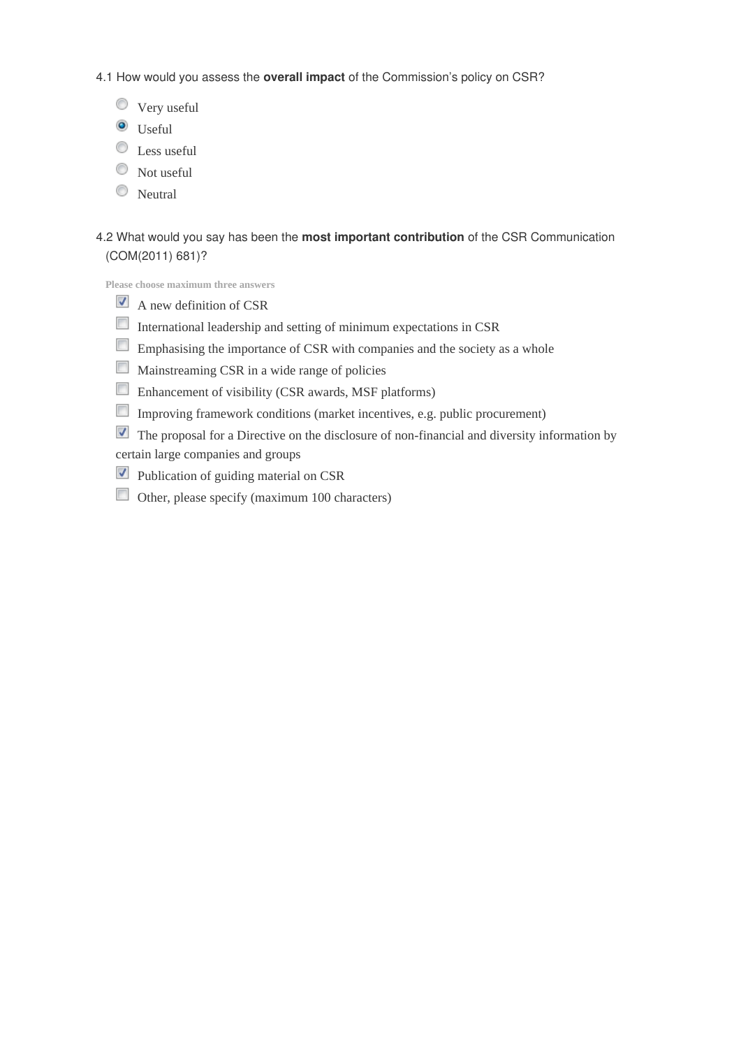4.1 How would you assess the **overall impact** of the Commission's policy on CSR?

- ○ Very useful
- ◉ Useful
- ○ Less useful
- ○ Not useful
- ○ Neutral

4.2 What would you say has been the **most important contribution** of the CSR Communication (COM(2011) 681)?

**Please choose maximum three answers**

- [x] A new definition of CSR
- [ ] International leadership and setting of minimum expectations in CSR
- [ ] Emphasising the importance of CSR with companies and the society as a whole
- [ ] Mainstreaming CSR in a wide range of policies
- [ ] Enhancement of visibility (CSR awards, MSF platforms)
- [ ] Improving framework conditions (market incentives, e.g. public procurement)
- [x] The proposal for a Directive on the disclosure of non-financial and diversity information by certain large companies and groups
- [x] Publication of guiding material on CSR
- [ ] Other, please specify (maximum 100 characters)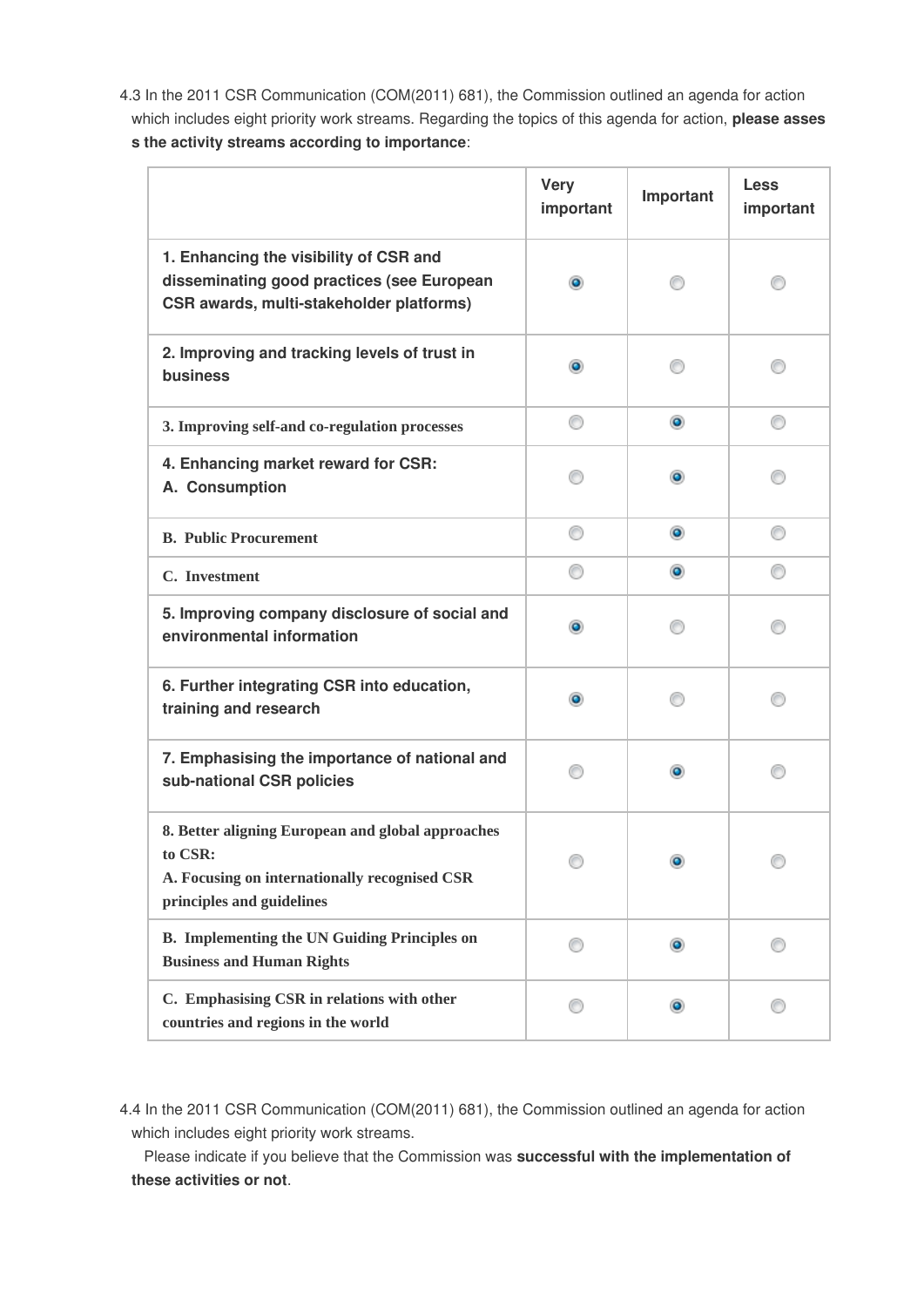4.3 In the 2011 CSR Communication (COM(2011) 681), the Commission outlined an agenda for action which includes eight priority work streams. Regarding the topics of this agenda for action, **please asses s the activity streams according to importance**:

| | Very important | Important | Less important |
|---|---|---|---|
| **1. Enhancing the visibility of CSR and disseminating good practices (see European CSR awards, multi-stakeholder platforms)** | ◉ | ○ | ○ |
| **2. Improving and tracking levels of trust in business** | ◉ | ○ | ○ |
| **3. Improving self-and co-regulation processes** | ○ | ◉ | ○ |
| **4. Enhancing market reward for CSR: A. Consumption** | ○ | ◉ | ○ |
| **B. Public Procurement** | ○ | ◉ | ○ |
| **C. Investment** | ○ | ◉ | ○ |
| **5. Improving company disclosure of social and environmental information** | ◉ | ○ | ○ |
| **6. Further integrating CSR into education, training and research** | ◉ | ○ | ○ |
| **7. Emphasising the importance of national and sub-national CSR policies** | ○ | ◉ | ○ |
| **8. Better aligning European and global approaches to CSR: A. Focusing on internationally recognised CSR principles and guidelines** | ○ | ◉ | ○ |
| **B. Implementing the UN Guiding Principles on Business and Human Rights** | ○ | ◉ | ○ |
| **C. Emphasising CSR in relations with other countries and regions in the world** | ○ | ◉ | ○ |

4.4 In the 2011 CSR Communication (COM(2011) 681), the Commission outlined an agenda for action which includes eight priority work streams.

Please indicate if you believe that the Commission was **successful with the implementation of these activities or not**.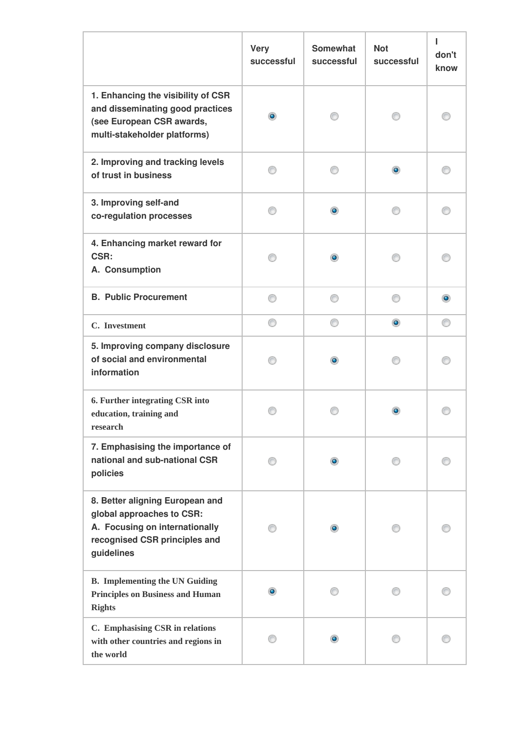| | Very successful | Somewhat successful | Not successful | I don't know |
|---|---|---|---|---|
| **1. Enhancing the visibility of CSR and disseminating good practices (see European CSR awards, multi-stakeholder platforms)** | ◉ | ○ | ○ | ○ |
| **2. Improving and tracking levels of trust in business** | ○ | ○ | ◉ | ○ |
| **3. Improving self-and co-regulation processes** | ○ | ◉ | ○ | ○ |
| **4. Enhancing market reward for CSR: A. Consumption** | ○ | ◉ | ○ | ○ |
| **B. Public Procurement** | ○ | ○ | ○ | ◉ |
| **C. Investment** | ○ | ○ | ◉ | ○ |
| **5. Improving company disclosure of social and environmental information** | ○ | ◉ | ○ | ○ |
| **6. Further integrating CSR into education, training and research** | ○ | ○ | ◉ | ○ |
| **7. Emphasising the importance of national and sub-national CSR policies** | ○ | ◉ | ○ | ○ |
| **8. Better aligning European and global approaches to CSR: A. Focusing on internationally recognised CSR principles and guidelines** | ○ | ◉ | ○ | ○ |
| **B. Implementing the UN Guiding Principles on Business and Human Rights** | ◉ | ○ | ○ | ○ |
| **C. Emphasising CSR in relations with other countries and regions in the world** | ○ | ◉ | ○ | ○ |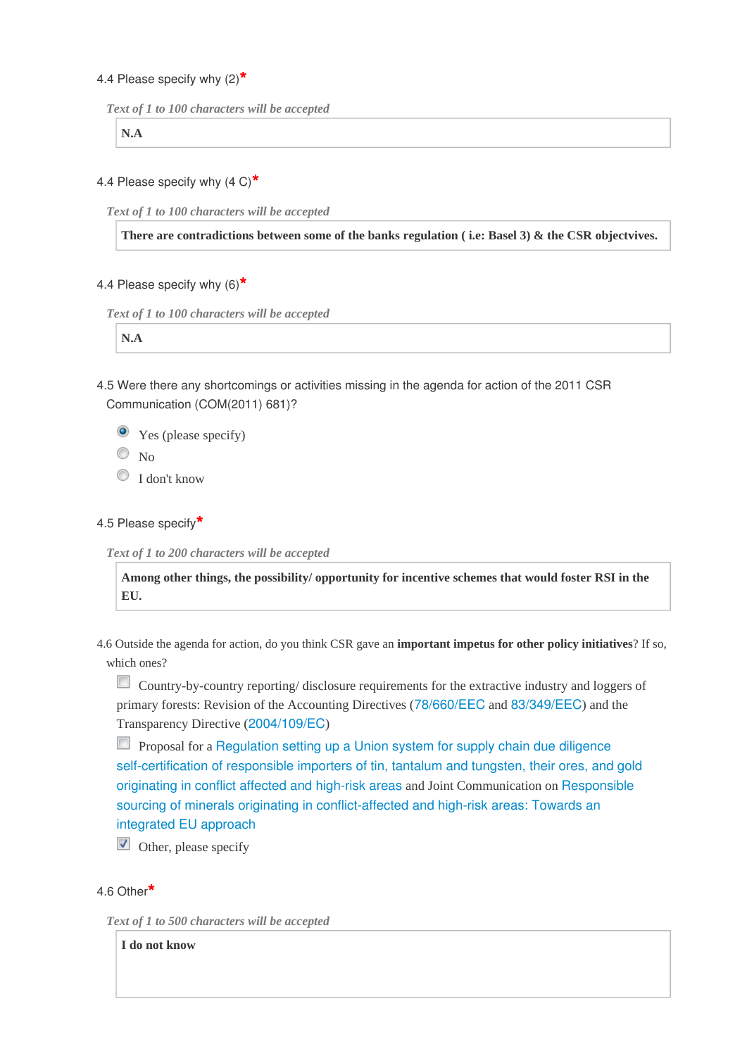4.4 Please specify why (2)*

*Text of 1 to 100 characters will be accepted*

**N.A**

4.4 Please specify why (4 C)*

*Text of 1 to 100 characters will be accepted*

**There are contradictions between some of the banks regulation ( i.e: Basel 3) & the CSR objectvives.**

4.4 Please specify why (6)*

*Text of 1 to 100 characters will be accepted*

**N.A**

4.5 Were there any shortcomings or activities missing in the agenda for action of the 2011 CSR Communication (COM(2011) 681)?

- (x) Yes (please specify)
- ( ) No
- ( ) I don't know

4.5 Please specify*

*Text of 1 to 200 characters will be accepted*

**Among other things, the possibility/ opportunity for incentive schemes that would foster RSI in the EU.**

4.6 Outside the agenda for action, do you think CSR gave an **important impetus for other policy initiatives**? If so, which ones?

- [ ] Country-by-country reporting/ disclosure requirements for the extractive industry and loggers of primary forests: Revision of the Accounting Directives (78/660/EEC and 83/349/EEC) and the Transparency Directive (2004/109/EC)
- [ ] Proposal for a Regulation setting up a Union system for supply chain due diligence self-certification of responsible importers of tin, tantalum and tungsten, their ores, and gold originating in conflict affected and high-risk areas and Joint Communication on Responsible sourcing of minerals originating in conflict-affected and high-risk areas: Towards an integrated EU approach
- [x] Other, please specify

4.6 Other*

*Text of 1 to 500 characters will be accepted*

**I do not know**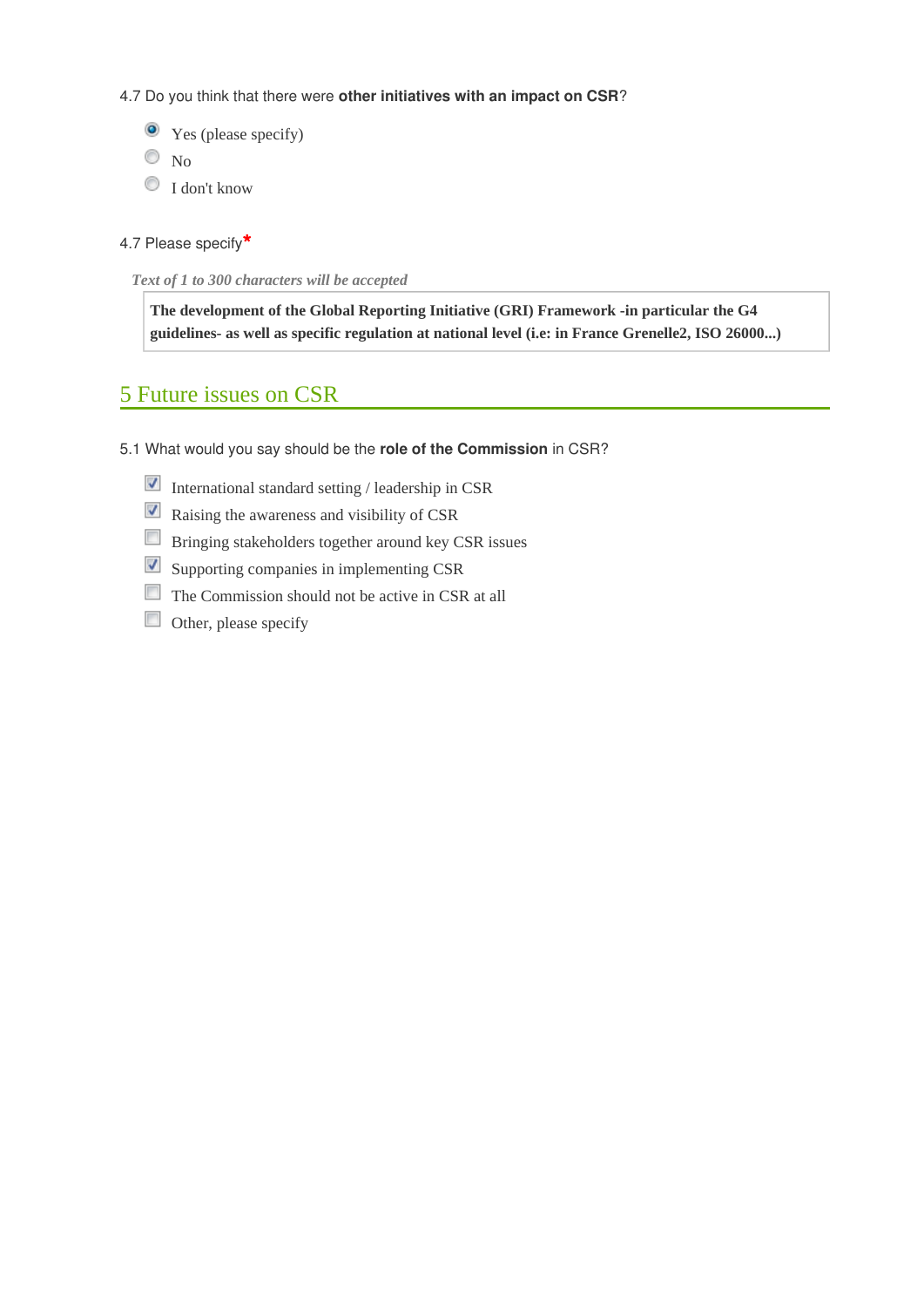4.7 Do you think that there were **other initiatives with an impact on CSR**?

- [x] Yes (please specify)
- [ ] No
- [ ] I don't know

4.7 Please specify*

*Text of 1 to 300 characters will be accepted*

**The development of the Global Reporting Initiative (GRI) Framework -in particular the G4 guidelines- as well as specific regulation at national level (i.e: in France Grenelle2, ISO 26000...)**

## 5 Future issues on CSR

5.1 What would you say should be the **role of the Commission** in CSR?

- [x] International standard setting / leadership in CSR
- [x] Raising the awareness and visibility of CSR
- [ ] Bringing stakeholders together around key CSR issues
- [x] Supporting companies in implementing CSR
- [ ] The Commission should not be active in CSR at all
- [ ] Other, please specify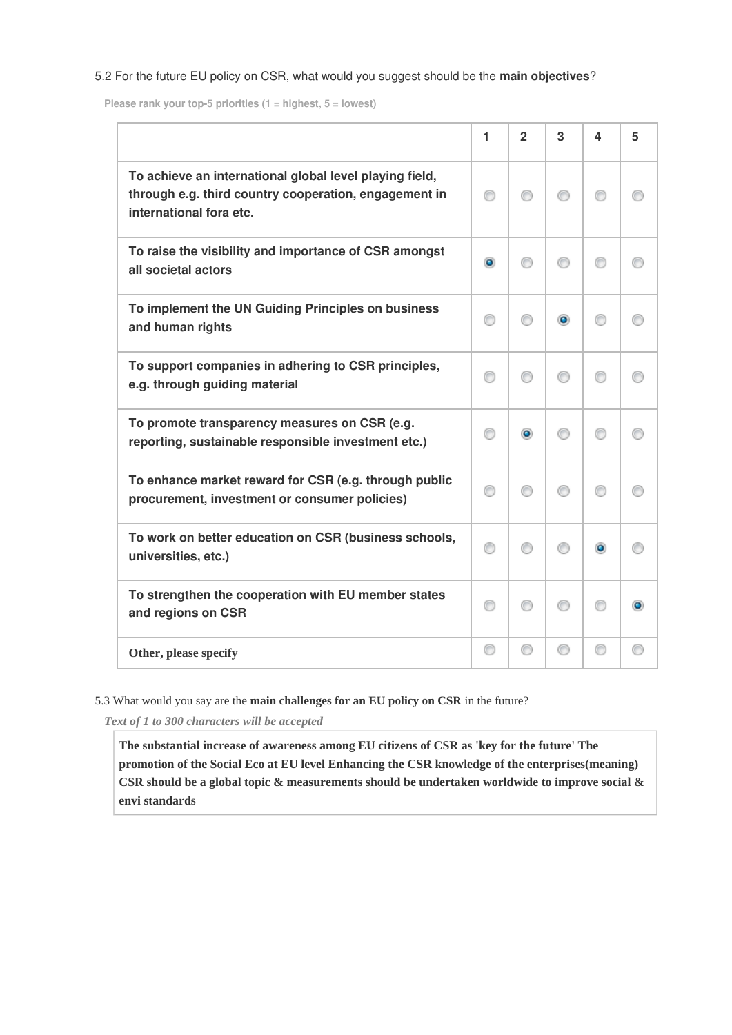5.2 For the future EU policy on CSR, what would you suggest should be the **main objectives**?

Please rank your top-5 priorities (1 = highest, 5 = lowest)

| | 1 | 2 | 3 | 4 | 5 |
|---|---|---|---|---|---|
| **To achieve an international global level playing field, through e.g. third country cooperation, engagement in international fora etc.** | | | | | |
| **To raise the visibility and importance of CSR amongst all societal actors** | X | | | | |
| **To implement the UN Guiding Principles on business and human rights** | | | X | | |
| **To support companies in adhering to CSR principles, e.g. through guiding material** | | | | | |
| **To promote transparency measures on CSR (e.g. reporting, sustainable responsible investment etc.)** | | X | | | |
| **To enhance market reward for CSR (e.g. through public procurement, investment or consumer policies)** | | | | | |
| **To work on better education on CSR (business schools, universities, etc.)** | | | | X | |
| **To strengthen the cooperation with EU member states and regions on CSR** | | | | | X |
| **Other, please specify** | | | | | |

5.3 What would you say are the **main challenges for an EU policy on CSR** in the future?

*Text of 1 to 300 characters will be accepted*

**The substantial increase of awareness among EU citizens of CSR as 'key for the future' The promotion of the Social Eco at EU level Enhancing the CSR knowledge of the enterprises(meaning) CSR should be a global topic & measurements should be undertaken worldwide to improve social & envi standards**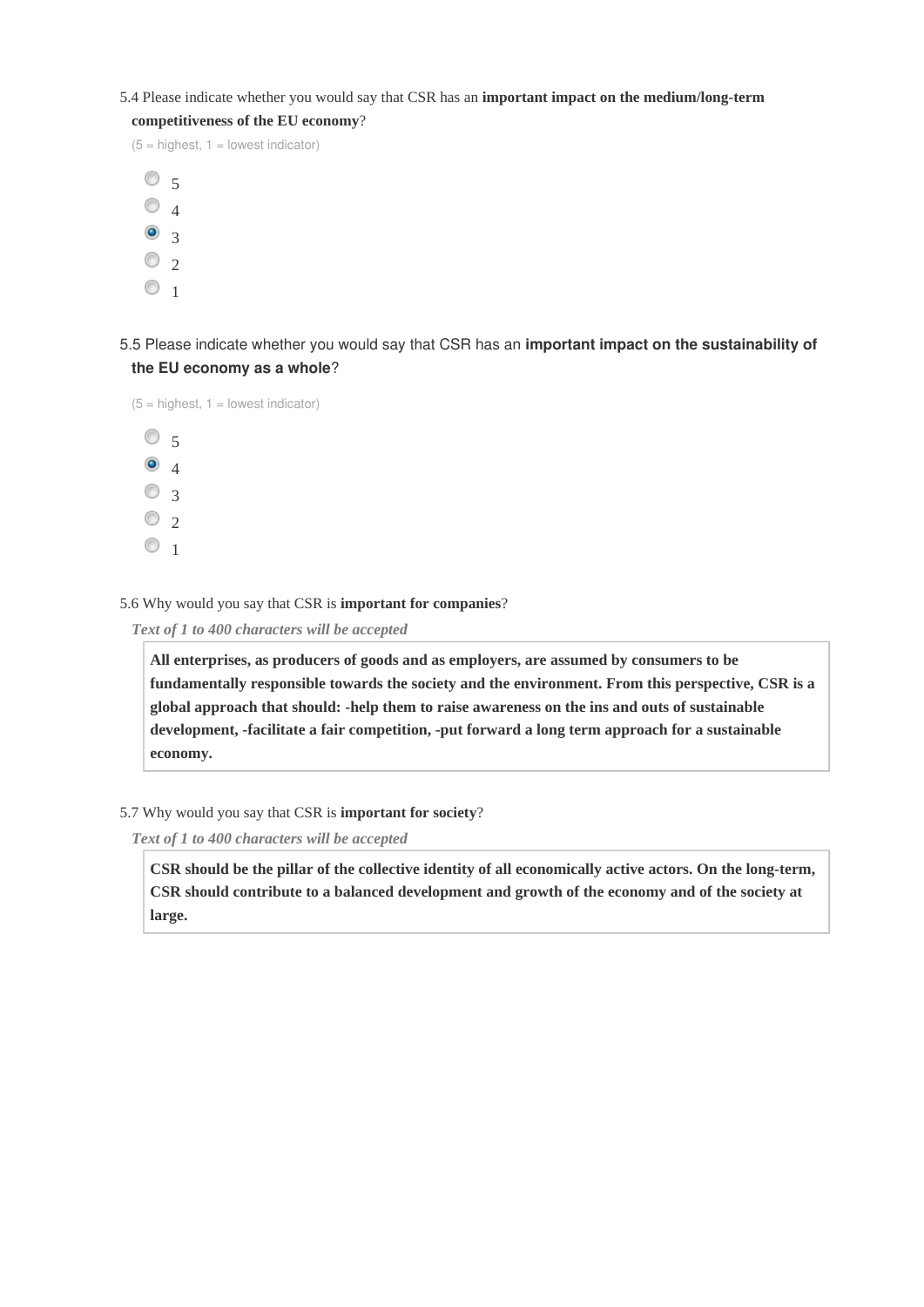5.4 Please indicate whether you would say that CSR has an **important impact on the medium/long-term competitiveness of the EU economy**?

(5 = highest, 1 = lowest indicator)

- ○ 5
- ○ 4
- ● 3
- ○ 2
- ○ 1

5.5 Please indicate whether you would say that CSR has an **important impact on the sustainability of the EU economy as a whole**?

(5 = highest, 1 = lowest indicator)

- ○ 5
- ● 4
- ○ 3
- ○ 2
- ○ 1

5.6 Why would you say that CSR is **important for companies**?

*Text of 1 to 400 characters will be accepted*

**All enterprises, as producers of goods and as employers, are assumed by consumers to be fundamentally responsible towards the society and the environment. From this perspective, CSR is a global approach that should: -help them to raise awareness on the ins and outs of sustainable development, -facilitate a fair competition, -put forward a long term approach for a sustainable economy.**

5.7 Why would you say that CSR is **important for society**?

*Text of 1 to 400 characters will be accepted*

**CSR should be the pillar of the collective identity of all economically active actors. On the long-term, CSR should contribute to a balanced development and growth of the economy and of the society at large.**